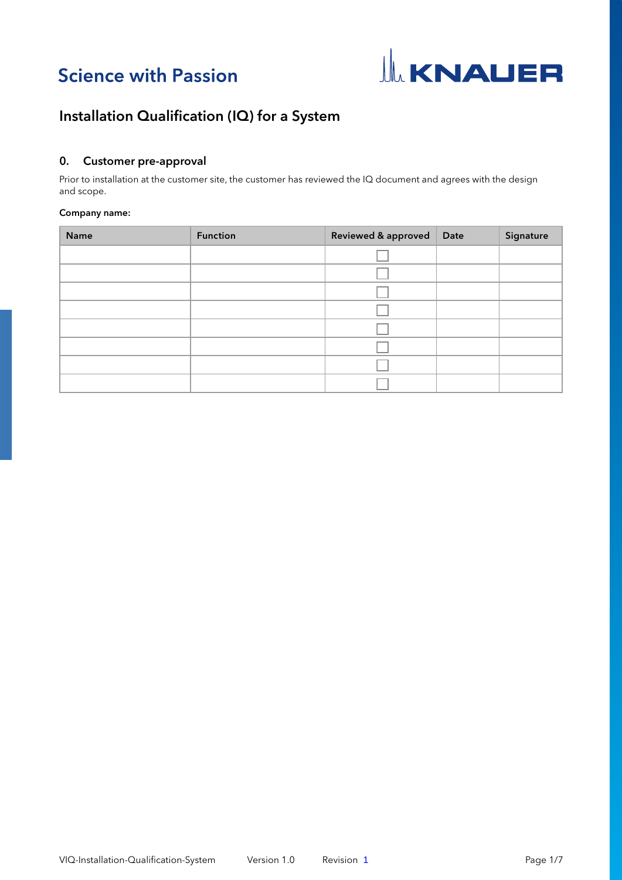Science with Passion

# Installation Qualification (IQ) for a System

## 0. Customer pre-approval

Prior to installation at the customer site, the customer has reviewed the IQ document and agrees with the design and scope.

**Company name:**

| Name | Function | Reviewed & approved | Date | Signature |
|---|---|---|---|---|
| | | ☐ | | |
| | | ☐ | | |
| | | ☐ | | |
| | | ☐ | | |
| | | ☐ | | |
| | | ☐ | | |
| | | ☐ | | |
| | | ☐ | | |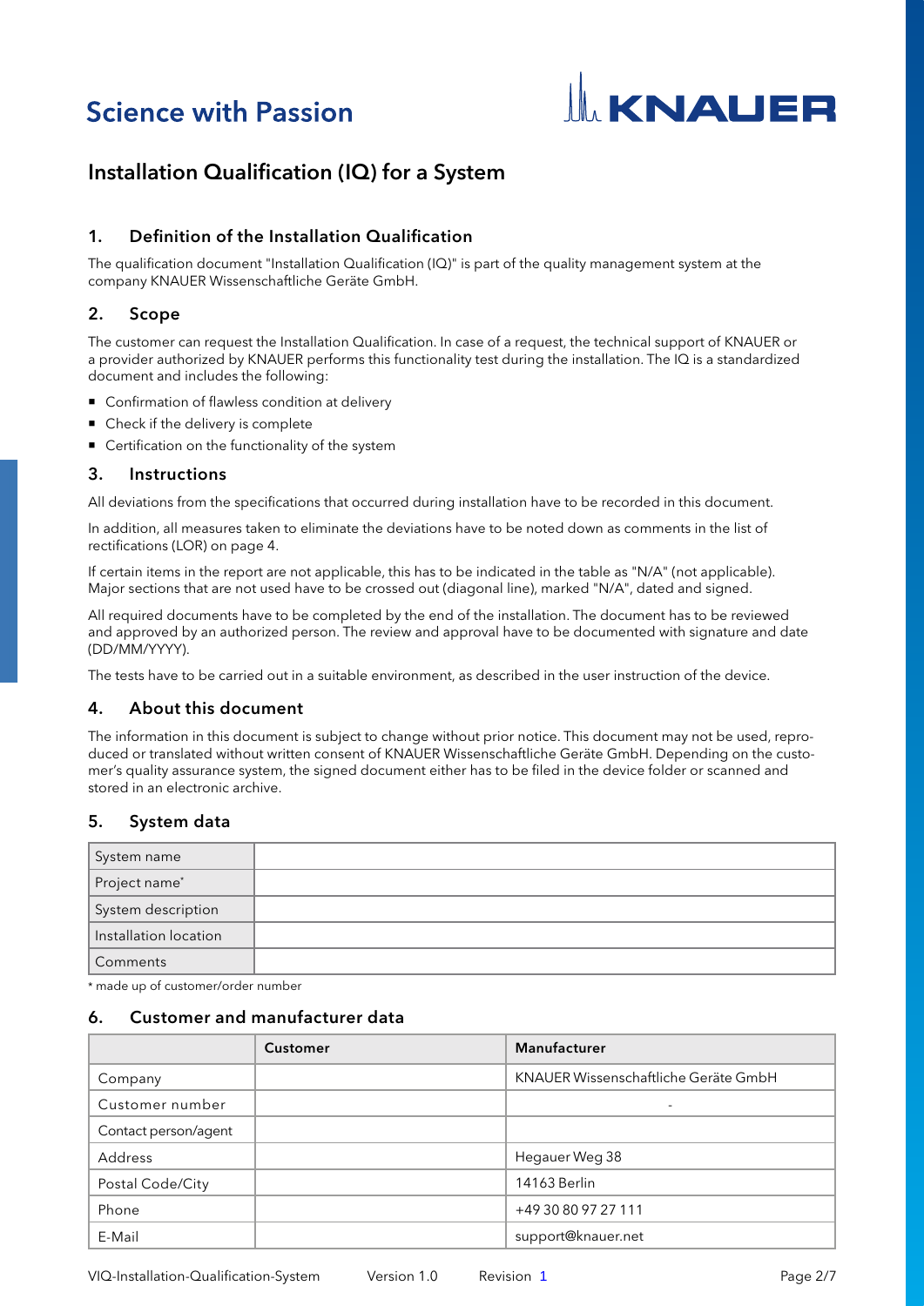Science with Passion

KNAUER

# Installation Qualification (IQ) for a System

## 1. Definition of the Installation Qualification

The qualification document "Installation Qualification (IQ)" is part of the quality management system at the company KNAUER Wissenschaftliche Geräte GmbH.

## 2. Scope

The customer can request the Installation Qualification. In case of a request, the technical support of KNAUER or a provider authorized by KNAUER performs this functionality test during the installation. The IQ is a standardized document and includes the following:

- Confirmation of flawless condition at delivery
- Check if the delivery is complete
- Certification on the functionality of the system

## 3. Instructions

All deviations from the specifications that occurred during installation have to be recorded in this document.

In addition, all measures taken to eliminate the deviations have to be noted down as comments in the list of rectifications (LOR) on page 4.

If certain items in the report are not applicable, this has to be indicated in the table as "N/A" (not applicable). Major sections that are not used have to be crossed out (diagonal line), marked "N/A", dated and signed.

All required documents have to be completed by the end of the installation. The document has to be reviewed and approved by an authorized person. The review and approval have to be documented with signature and date (DD/MM/YYYY).

The tests have to be carried out in a suitable environment, as described in the user instruction of the device.

## 4. About this document

The information in this document is subject to change without prior notice. This document may not be used, reproduced or translated without written consent of KNAUER Wissenschaftliche Geräte GmbH. Depending on the customer's quality assurance system, the signed document either has to be filed in the device folder or scanned and stored in an electronic archive.

## 5. System data

| | |
|---|---|
| System name | |
| Project name* | |
| System description | |
| Installation location | |
| Comments | |

\* made up of customer/order number

## 6. Customer and manufacturer data

| | Customer | Manufacturer |
|---|---|---|
| Company | | KNAUER Wissenschaftliche Geräte GmbH |
| Customer number | | - |
| Contact person/agent | | |
| Address | | Hegauer Weg 38 |
| Postal Code/City | | 14163 Berlin |
| Phone | | +49 30 80 97 27 111 |
| E-Mail | | support@knauer.net |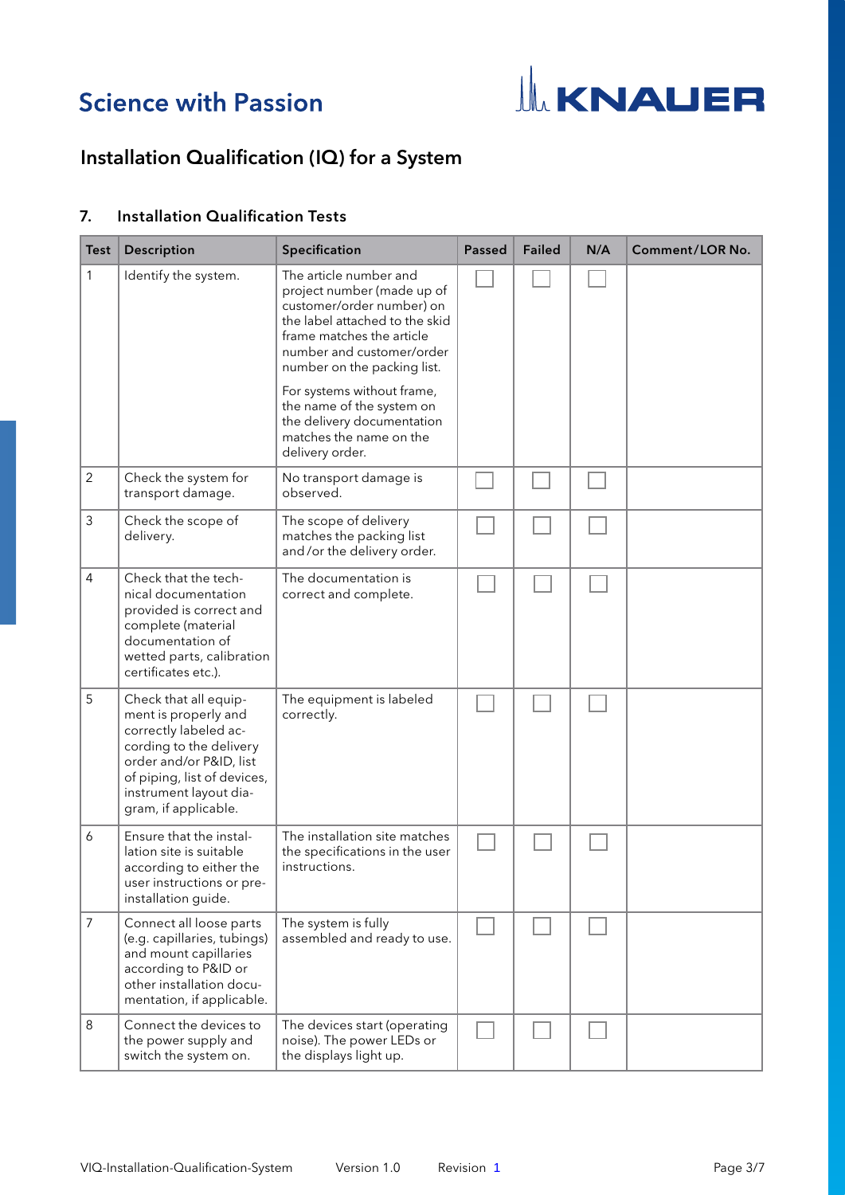## Installation Qualification (IQ) for a System

### 7. Installation Qualification Tests

| Test | Description | Specification | Passed | Failed | N/A | Comment/LOR No. |
|---|---|---|---|---|---|---|
| 1 | Identify the system. | The article number and project number (made up of customer/order number) on the label attached to the skid frame matches the article number and customer/order number on the packing list. For systems without frame, the name of the system on the delivery documentation matches the name on the delivery order. | ☐ | ☐ | ☐ | |
| 2 | Check the system for transport damage. | No transport damage is observed. | ☐ | ☐ | ☐ | |
| 3 | Check the scope of delivery. | The scope of delivery matches the packing list and/or the delivery order. | ☐ | ☐ | ☐ | |
| 4 | Check that the technical documentation provided is correct and complete (material documentation of wetted parts, calibration certificates etc.). | The documentation is correct and complete. | ☐ | ☐ | ☐ | |
| 5 | Check that all equipment is properly and correctly labeled according to the delivery order and/or P&ID, list of piping, list of devices, instrument layout diagram, if applicable. | The equipment is labeled correctly. | ☐ | ☐ | ☐ | |
| 6 | Ensure that the installation site is suitable according to either the user instructions or pre-installation guide. | The installation site matches the specifications in the user instructions. | ☐ | ☐ | ☐ | |
| 7 | Connect all loose parts (e.g. capillaries, tubings) and mount capillaries according to P&ID or other installation documentation, if applicable. | The system is fully assembled and ready to use. | ☐ | ☐ | ☐ | |
| 8 | Connect the devices to the power supply and switch the system on. | The devices start (operating noise). The power LEDs or the displays light up. | ☐ | ☐ | ☐ | |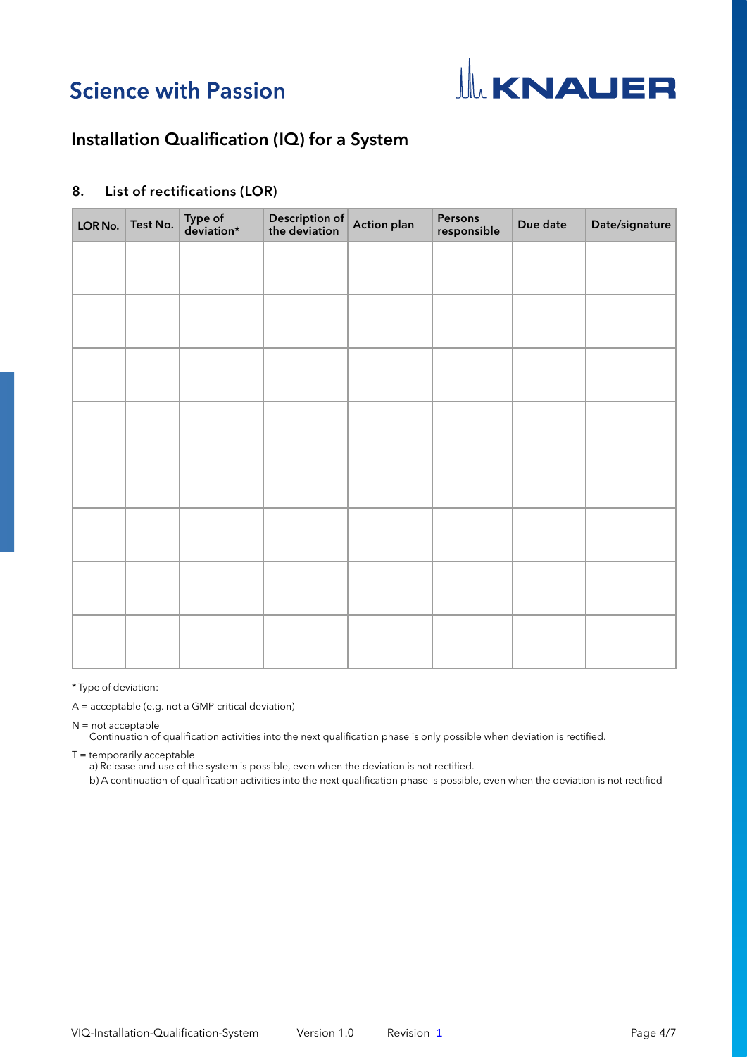## Installation Qualification (IQ) for a System

### 8. List of rectifications (LOR)

| LOR No. | Test No. | Type of deviation* | Description of the deviation | Action plan | Persons responsible | Due date | Date/signature |
|---|---|---|---|---|---|---|---|
| | | | | | | | |
| | | | | | | | |
| | | | | | | | |
| | | | | | | | |
| | | | | | | | |
| | | | | | | | |
| | | | | | | | |
| | | | | | | | |

* Type of deviation:

A = acceptable (e.g. not a GMP-critical deviation)

N = not acceptable
Continuation of qualification activities into the next qualification phase is only possible when deviation is rectified.

T = temporarily acceptable
a) Release and use of the system is possible, even when the deviation is not rectified.
b) A continuation of qualification activities into the next qualification phase is possible, even when the deviation is not rectified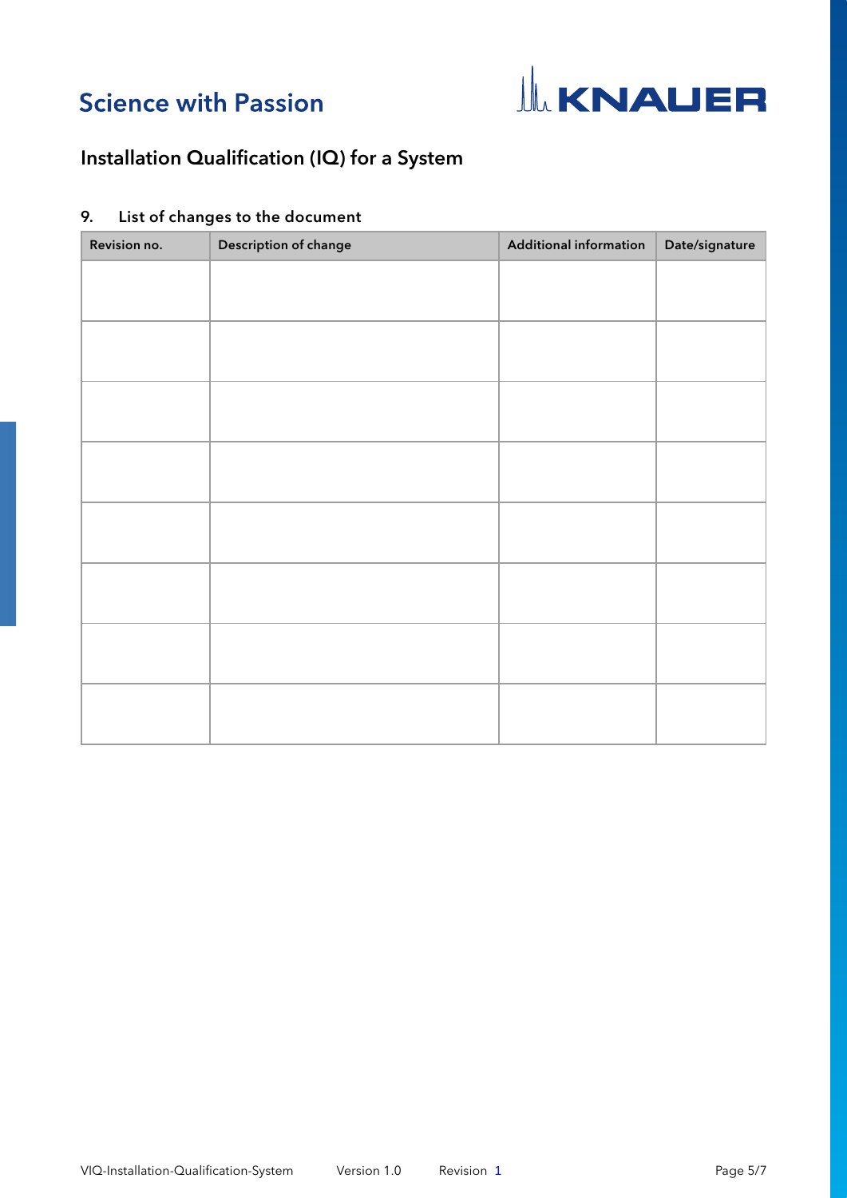## 9. List of changes to the document

| Revision no. | Description of change | Additional information | Date/signature |
|---|---|---|---|
| | | | |
| | | | |
| | | | |
| | | | |
| | | | |
| | | | |
| | | | |
| | | | |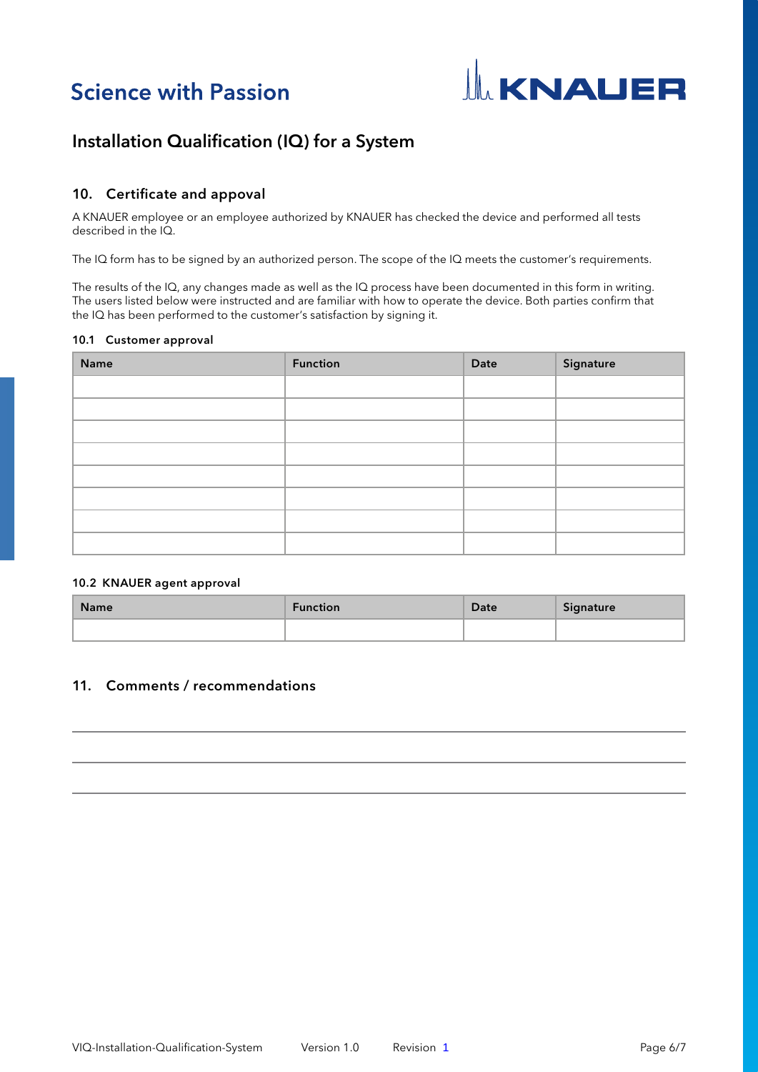## Installation Qualification (IQ) for a System

### 10. Certificate and appoval

A KNAUER employee or an employee authorized by KNAUER has checked the device and performed all tests described in the IQ.

The IQ form has to be signed by an authorized person. The scope of the IQ meets the customer's requirements.

The results of the IQ, any changes made as well as the IQ process have been documented in this form in writing. The users listed below were instructed and are familiar with how to operate the device. Both parties confirm that the IQ has been performed to the customer's satisfaction by signing it.

#### 10.1 Customer approval

| Name | Function | Date | Signature |
|---|---|---|---|
| | | | |
| | | | |
| | | | |
| | | | |
| | | | |
| | | | |
| | | | |
| | | | |

#### 10.2 KNAUER agent approval

| Name | Function | Date | Signature |
|---|---|---|---|
| | | | |

### 11. Comments / recommendations

---

---

---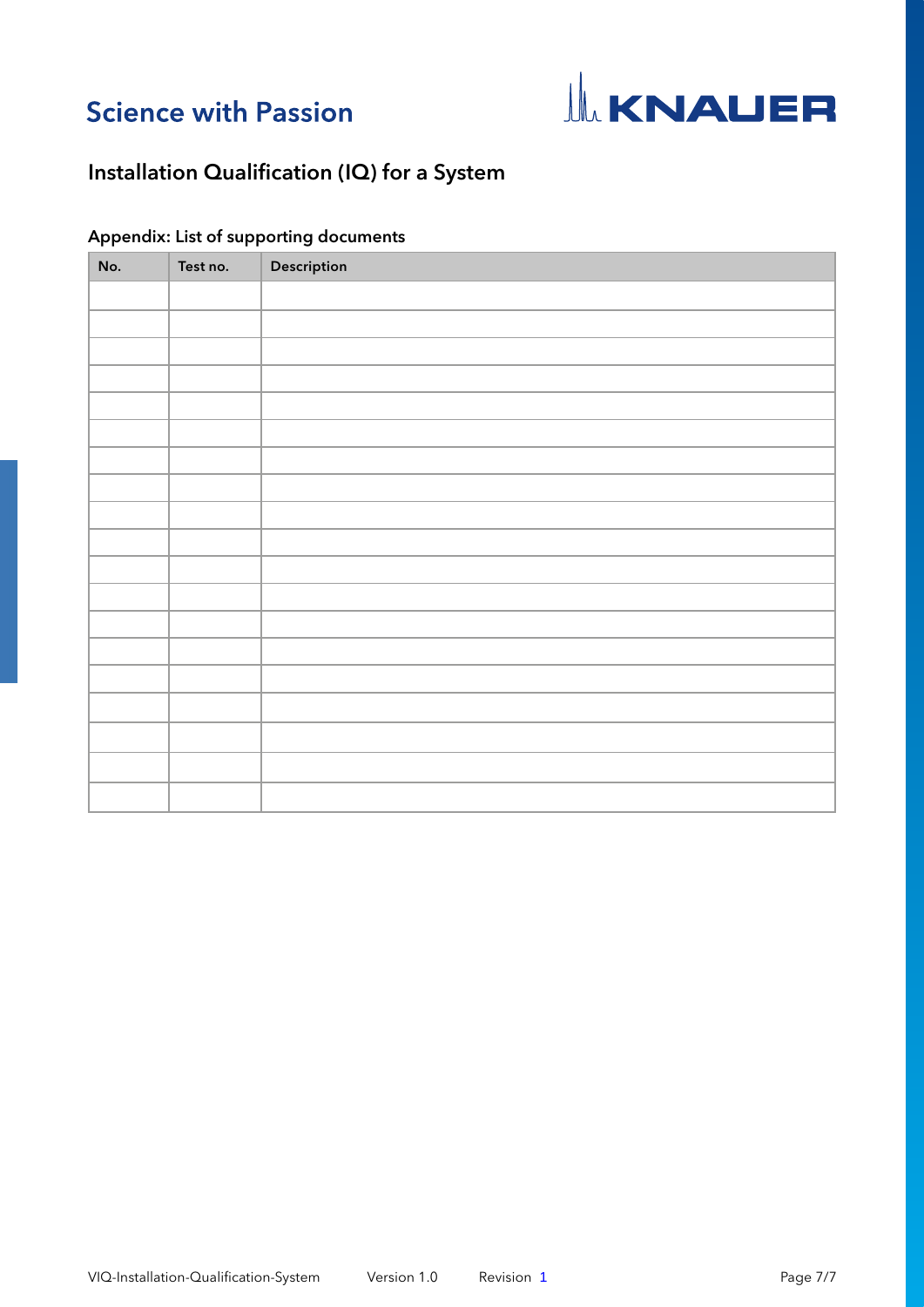# Installation Qualification (IQ) for a System

## Appendix: List of supporting documents

| No. | Test no. | Description |
|---|---|---|
| | | |
| | | |
| | | |
| | | |
| | | |
| | | |
| | | |
| | | |
| | | |
| | | |
| | | |
| | | |
| | | |
| | | |
| | | |
| | | |
| | | |
| | | |
| | | |